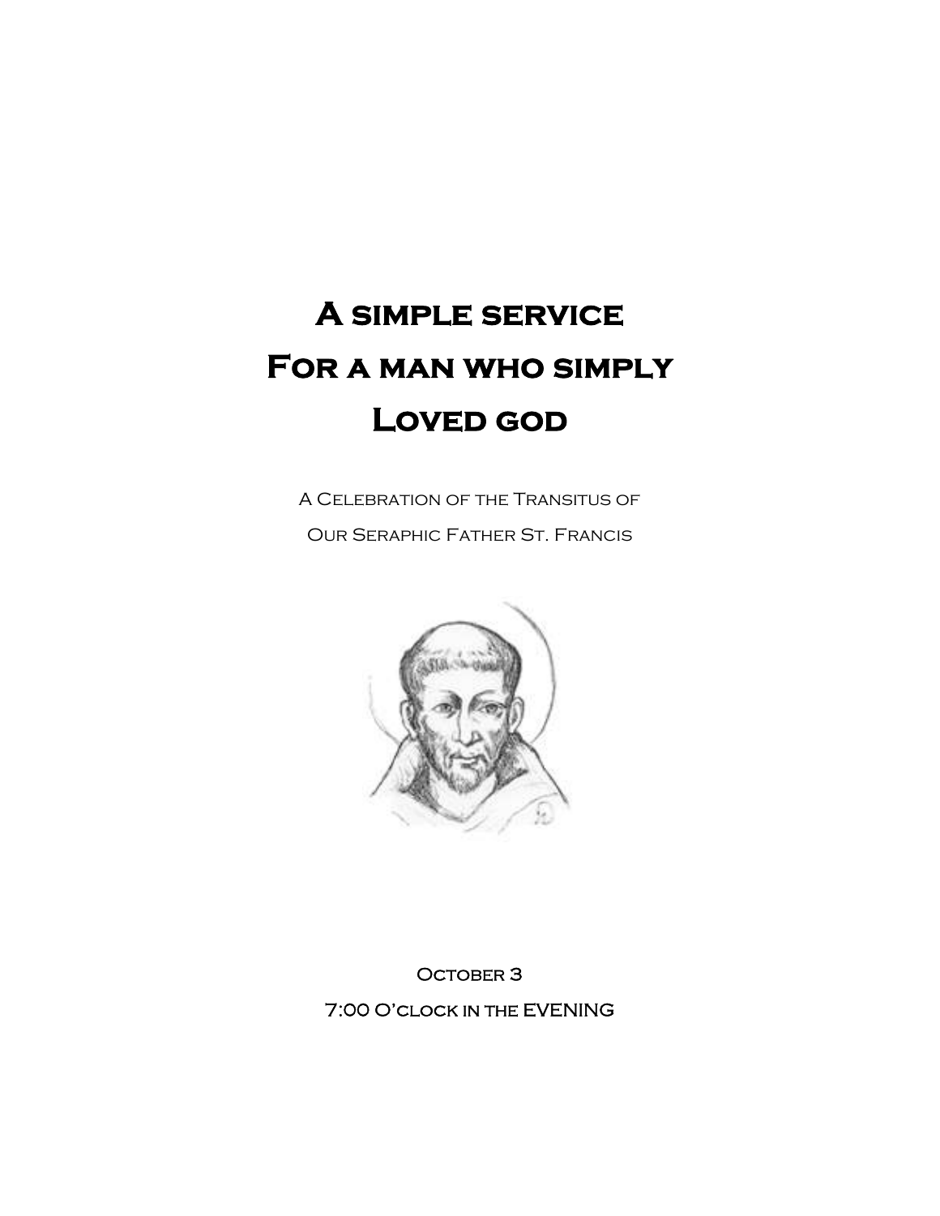# A simple service For a man who simply Loved god

A Celebration of the Transitus of
Our Seraphic Father St. Francis

October 3
7:00 O'clock in the EVENING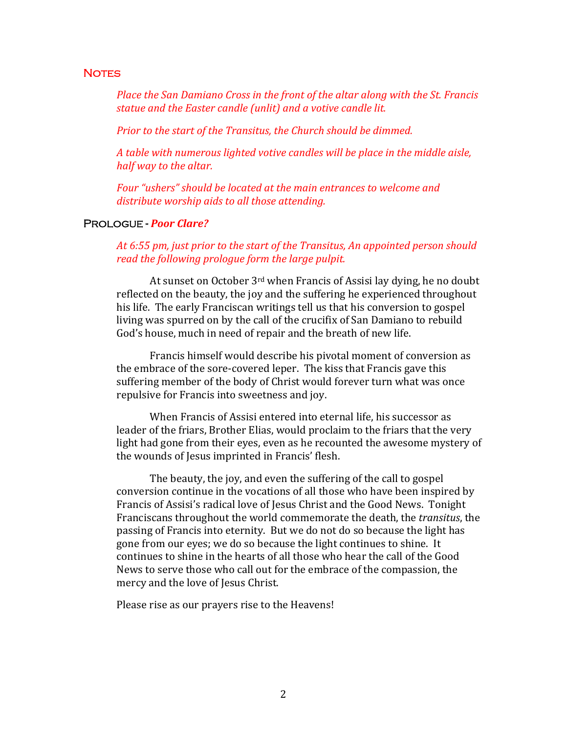## Notes

*Place the San Damiano Cross in the front of the altar along with the St. Francis statue and the Easter candle (unlit) and a votive candle lit.*

*Prior to the start of the Transitus, the Church should be dimmed.*

*A table with numerous lighted votive candles will be place in the middle aisle, half way to the altar.*

*Four "ushers" should be located at the main entrances to welcome and distribute worship aids to all those attending.*

## Prologue - *Poor Clare?*

*At 6:55 pm, just prior to the start of the Transitus, An appointed person should read the following prologue form the large pulpit.*

At sunset on October 3rd when Francis of Assisi lay dying, he no doubt reflected on the beauty, the joy and the suffering he experienced throughout his life. The early Franciscan writings tell us that his conversion to gospel living was spurred on by the call of the crucifix of San Damiano to rebuild God's house, much in need of repair and the breath of new life.

Francis himself would describe his pivotal moment of conversion as the embrace of the sore-covered leper. The kiss that Francis gave this suffering member of the body of Christ would forever turn what was once repulsive for Francis into sweetness and joy.

When Francis of Assisi entered into eternal life, his successor as leader of the friars, Brother Elias, would proclaim to the friars that the very light had gone from their eyes, even as he recounted the awesome mystery of the wounds of Jesus imprinted in Francis' flesh.

The beauty, the joy, and even the suffering of the call to gospel conversion continue in the vocations of all those who have been inspired by Francis of Assisi's radical love of Jesus Christ and the Good News. Tonight Franciscans throughout the world commemorate the death, the *transitus*, the passing of Francis into eternity. But we do not do so because the light has gone from our eyes; we do so because the light continues to shine. It continues to shine in the hearts of all those who hear the call of the Good News to serve those who call out for the embrace of the compassion, the mercy and the love of Jesus Christ.

Please rise as our prayers rise to the Heavens!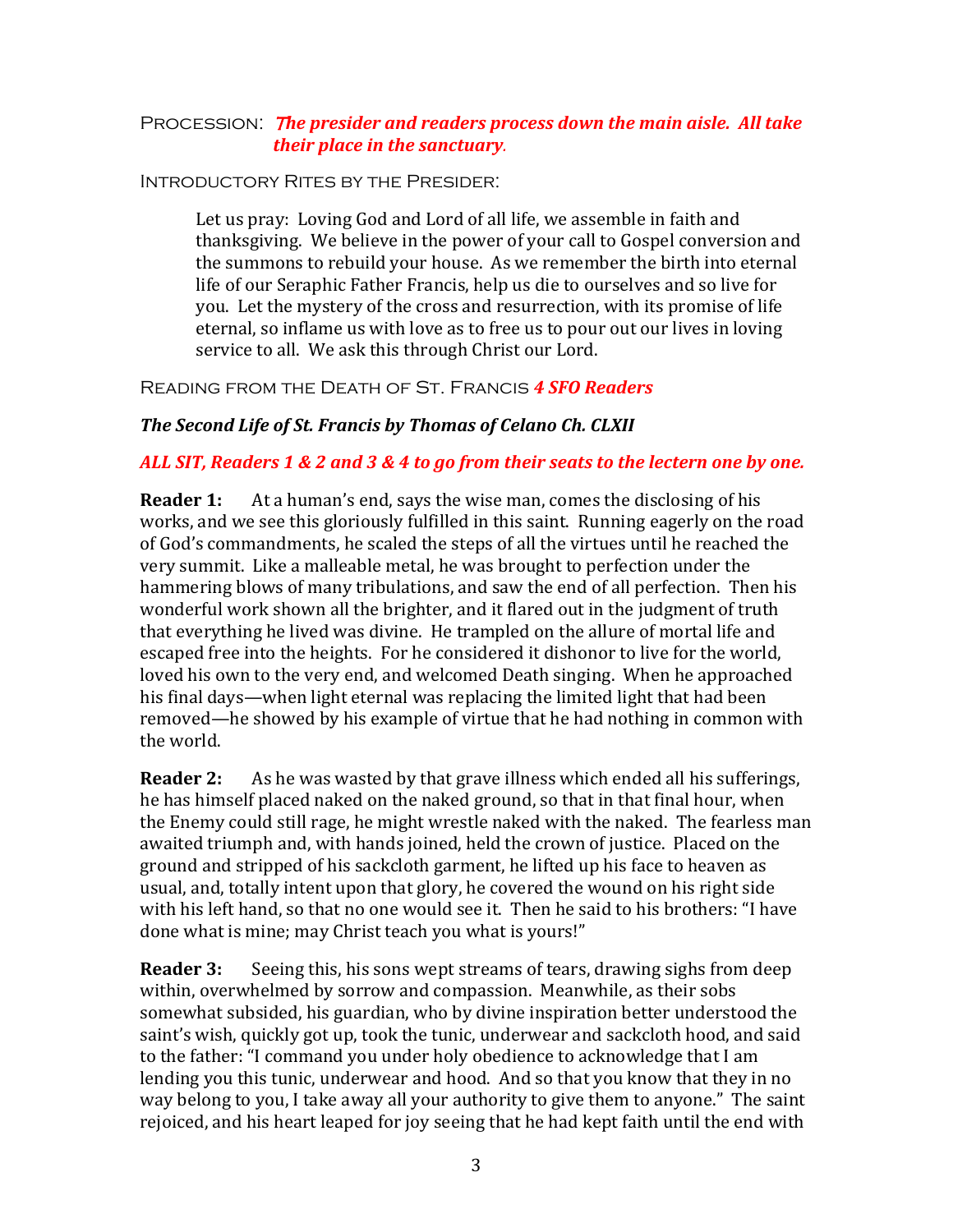PROCESSION: ***The presider and readers process down the main aisle. All take their place in the sanctuary.***

INTRODUCTORY RITES BY THE PRESIDER:

> Let us pray: Loving God and Lord of all life, we assemble in faith and thanksgiving. We believe in the power of your call to Gospel conversion and the summons to rebuild your house. As we remember the birth into eternal life of our Seraphic Father Francis, help us die to ourselves and so live for you. Let the mystery of the cross and resurrection, with its promise of life eternal, so inflame us with love as to free us to pour out our lives in loving service to all. We ask this through Christ our Lord.

READING FROM THE DEATH OF ST. FRANCIS ***4 SFO Readers***

***The Second Life of St. Francis by Thomas of Celano Ch. CLXII***

***ALL SIT, Readers 1 & 2 and 3 & 4 to go from their seats to the lectern one by one.***

**Reader 1:** At a human's end, says the wise man, comes the disclosing of his works, and we see this gloriously fulfilled in this saint. Running eagerly on the road of God's commandments, he scaled the steps of all the virtues until he reached the very summit. Like a malleable metal, he was brought to perfection under the hammering blows of many tribulations, and saw the end of all perfection. Then his wonderful work shown all the brighter, and it flared out in the judgment of truth that everything he lived was divine. He trampled on the allure of mortal life and escaped free into the heights. For he considered it dishonor to live for the world, loved his own to the very end, and welcomed Death singing. When he approached his final days—when light eternal was replacing the limited light that had been removed—he showed by his example of virtue that he had nothing in common with the world.

**Reader 2:** As he was wasted by that grave illness which ended all his sufferings, he has himself placed naked on the naked ground, so that in that final hour, when the Enemy could still rage, he might wrestle naked with the naked. The fearless man awaited triumph and, with hands joined, held the crown of justice. Placed on the ground and stripped of his sackcloth garment, he lifted up his face to heaven as usual, and, totally intent upon that glory, he covered the wound on his right side with his left hand, so that no one would see it. Then he said to his brothers: "I have done what is mine; may Christ teach you what is yours!"

**Reader 3:** Seeing this, his sons wept streams of tears, drawing sighs from deep within, overwhelmed by sorrow and compassion. Meanwhile, as their sobs somewhat subsided, his guardian, who by divine inspiration better understood the saint's wish, quickly got up, took the tunic, underwear and sackcloth hood, and said to the father: "I command you under holy obedience to acknowledge that I am lending you this tunic, underwear and hood. And so that you know that they in no way belong to you, I take away all your authority to give them to anyone." The saint rejoiced, and his heart leaped for joy seeing that he had kept faith until the end with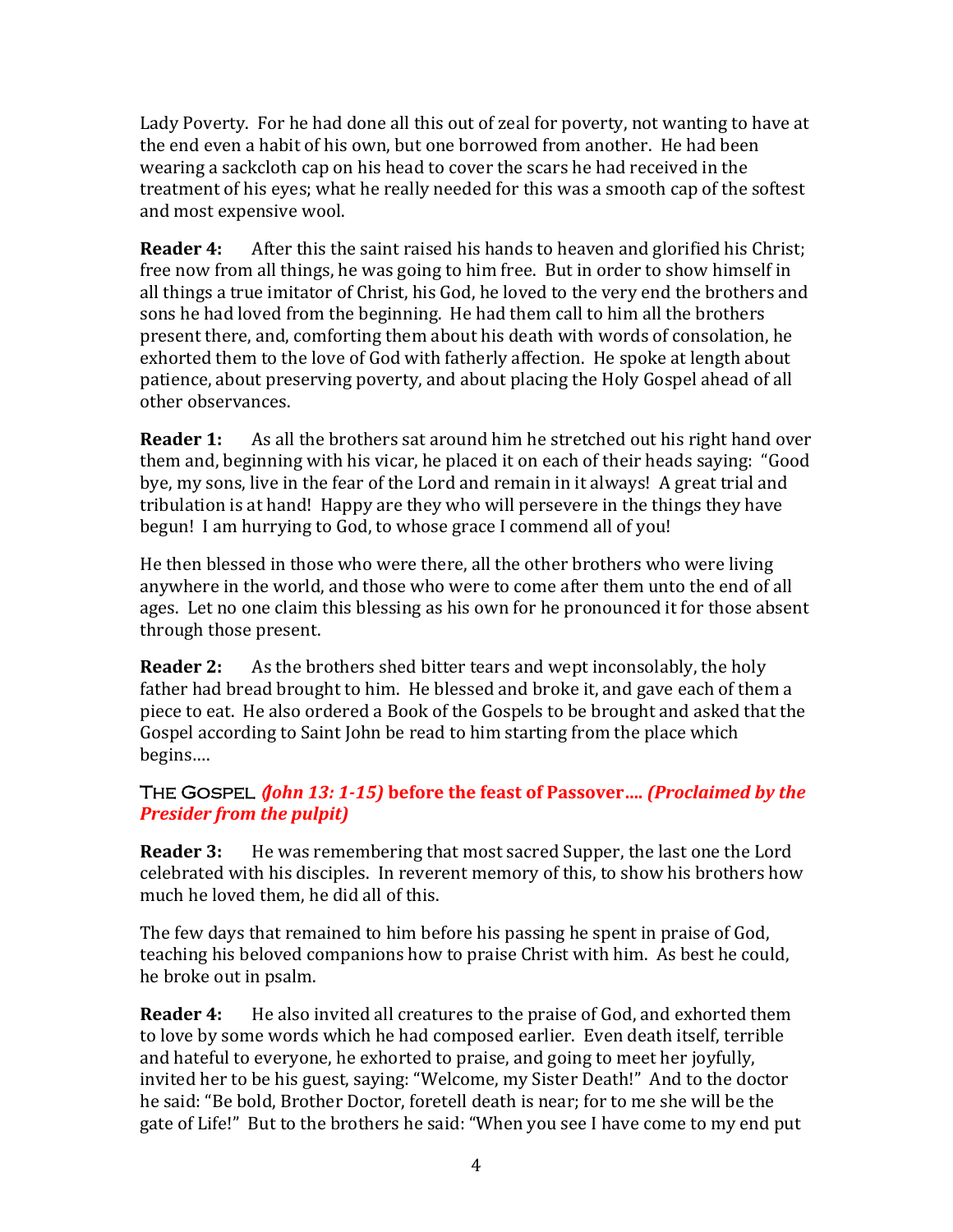Lady Poverty. For he had done all this out of zeal for poverty, not wanting to have at the end even a habit of his own, but one borrowed from another. He had been wearing a sackcloth cap on his head to cover the scars he had received in the treatment of his eyes; what he really needed for this was a smooth cap of the softest and most expensive wool.

**Reader 4:** After this the saint raised his hands to heaven and glorified his Christ; free now from all things, he was going to him free. But in order to show himself in all things a true imitator of Christ, his God, he loved to the very end the brothers and sons he had loved from the beginning. He had them call to him all the brothers present there, and, comforting them about his death with words of consolation, he exhorted them to the love of God with fatherly affection. He spoke at length about patience, about preserving poverty, and about placing the Holy Gospel ahead of all other observances.

**Reader 1:** As all the brothers sat around him he stretched out his right hand over them and, beginning with his vicar, he placed it on each of their heads saying: "Good bye, my sons, live in the fear of the Lord and remain in it always! A great trial and tribulation is at hand! Happy are they who will persevere in the things they have begun! I am hurrying to God, to whose grace I commend all of you!

He then blessed in those who were there, all the other brothers who were living anywhere in the world, and those who were to come after them unto the end of all ages. Let no one claim this blessing as his own for he pronounced it for those absent through those present.

**Reader 2:** As the brothers shed bitter tears and wept inconsolably, the holy father had bread brought to him. He blessed and broke it, and gave each of them a piece to eat. He also ordered a Book of the Gospels to be brought and asked that the Gospel according to Saint John be read to him starting from the place which begins….

### THE GOSPEL *(John 13: 1-15)* **before the feast of Passover….** ***(Proclaimed by the Presider from the pulpit)***

**Reader 3:** He was remembering that most sacred Supper, the last one the Lord celebrated with his disciples. In reverent memory of this, to show his brothers how much he loved them, he did all of this.

The few days that remained to him before his passing he spent in praise of God, teaching his beloved companions how to praise Christ with him. As best he could, he broke out in psalm.

**Reader 4:** He also invited all creatures to the praise of God, and exhorted them to love by some words which he had composed earlier. Even death itself, terrible and hateful to everyone, he exhorted to praise, and going to meet her joyfully, invited her to be his guest, saying: "Welcome, my Sister Death!" And to the doctor he said: "Be bold, Brother Doctor, foretell death is near; for to me she will be the gate of Life!" But to the brothers he said: "When you see I have come to my end put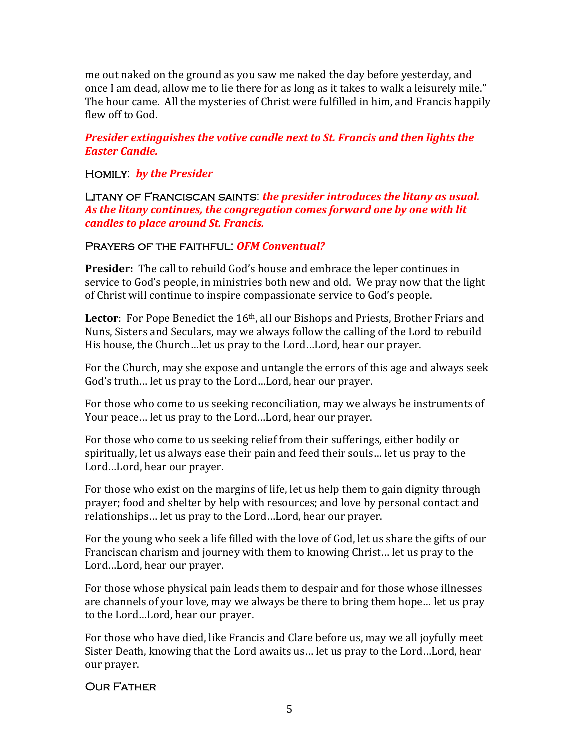me out naked on the ground as you saw me naked the day before yesterday, and once I am dead, allow me to lie there for as long as it takes to walk a leisurely mile." The hour came. All the mysteries of Christ were fulfilled in him, and Francis happily flew off to God.

***Presider extinguishes the votive candle next to St. Francis and then lights the Easter Candle.***

HOMILY: ***by the Presider***

LITANY OF FRANCISCAN SAINTS: ***the presider introduces the litany as usual. As the litany continues, the congregation comes forward one by one with lit candles to place around St. Francis.***

PRAYERS OF THE FAITHFUL: ***OFM Conventual?***

**Presider:** The call to rebuild God's house and embrace the leper continues in service to God's people, in ministries both new and old. We pray now that the light of Christ will continue to inspire compassionate service to God's people.

**Lector**: For Pope Benedict the 16th, all our Bishops and Priests, Brother Friars and Nuns, Sisters and Seculars, may we always follow the calling of the Lord to rebuild His house, the Church…let us pray to the Lord…Lord, hear our prayer.

For the Church, may she expose and untangle the errors of this age and always seek God's truth… let us pray to the Lord…Lord, hear our prayer.

For those who come to us seeking reconciliation, may we always be instruments of Your peace… let us pray to the Lord…Lord, hear our prayer.

For those who come to us seeking relief from their sufferings, either bodily or spiritually, let us always ease their pain and feed their souls… let us pray to the Lord…Lord, hear our prayer.

For those who exist on the margins of life, let us help them to gain dignity through prayer; food and shelter by help with resources; and love by personal contact and relationships… let us pray to the Lord…Lord, hear our prayer.

For the young who seek a life filled with the love of God, let us share the gifts of our Franciscan charism and journey with them to knowing Christ… let us pray to the Lord…Lord, hear our prayer.

For those whose physical pain leads them to despair and for those whose illnesses are channels of your love, may we always be there to bring them hope… let us pray to the Lord…Lord, hear our prayer.

For those who have died, like Francis and Clare before us, may we all joyfully meet Sister Death, knowing that the Lord awaits us… let us pray to the Lord…Lord, hear our prayer.

OUR FATHER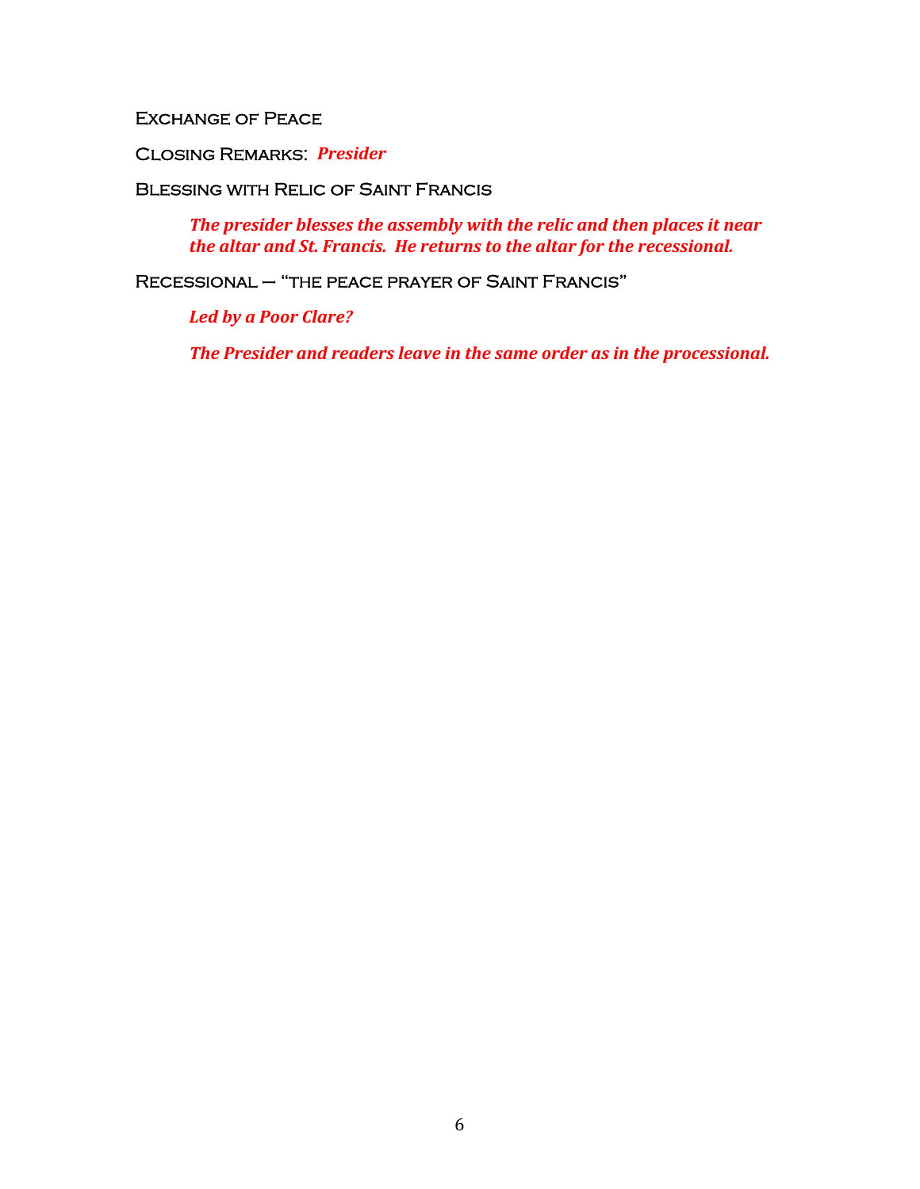Exchange of Peace

Closing Remarks: ***Presider***

Blessing with Relic of Saint Francis

***The presider blesses the assembly with the relic and then places it near the altar and St. Francis. He returns to the altar for the recessional.***

Recessional – "the peace prayer of Saint Francis"

***Led by a Poor Clare?***

***The Presider and readers leave in the same order as in the processional.***